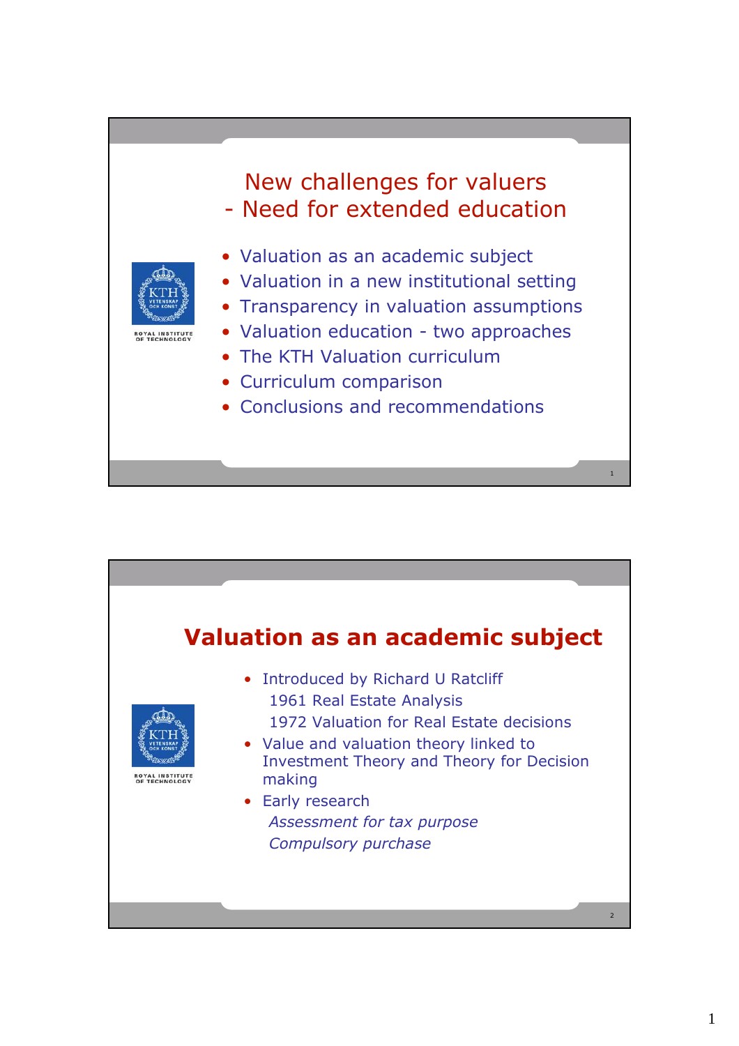# New challenges for valuers
# - Need for extended education

- Valuation as an academic subject
- Valuation in a new institutional setting
- Transparency in valuation assumptions
- Valuation education - two approaches
- The KTH Valuation curriculum
- Curriculum comparison
- Conclusions and recommendations

## Valuation as an academic subject

- Introduced by Richard U Ratcliff
  1961 Real Estate Analysis
  1972 Valuation for Real Estate decisions
- Value and valuation theory linked to Investment Theory and Theory for Decision making
- Early research
  *Assessment for tax purpose*
  *Compulsory purchase*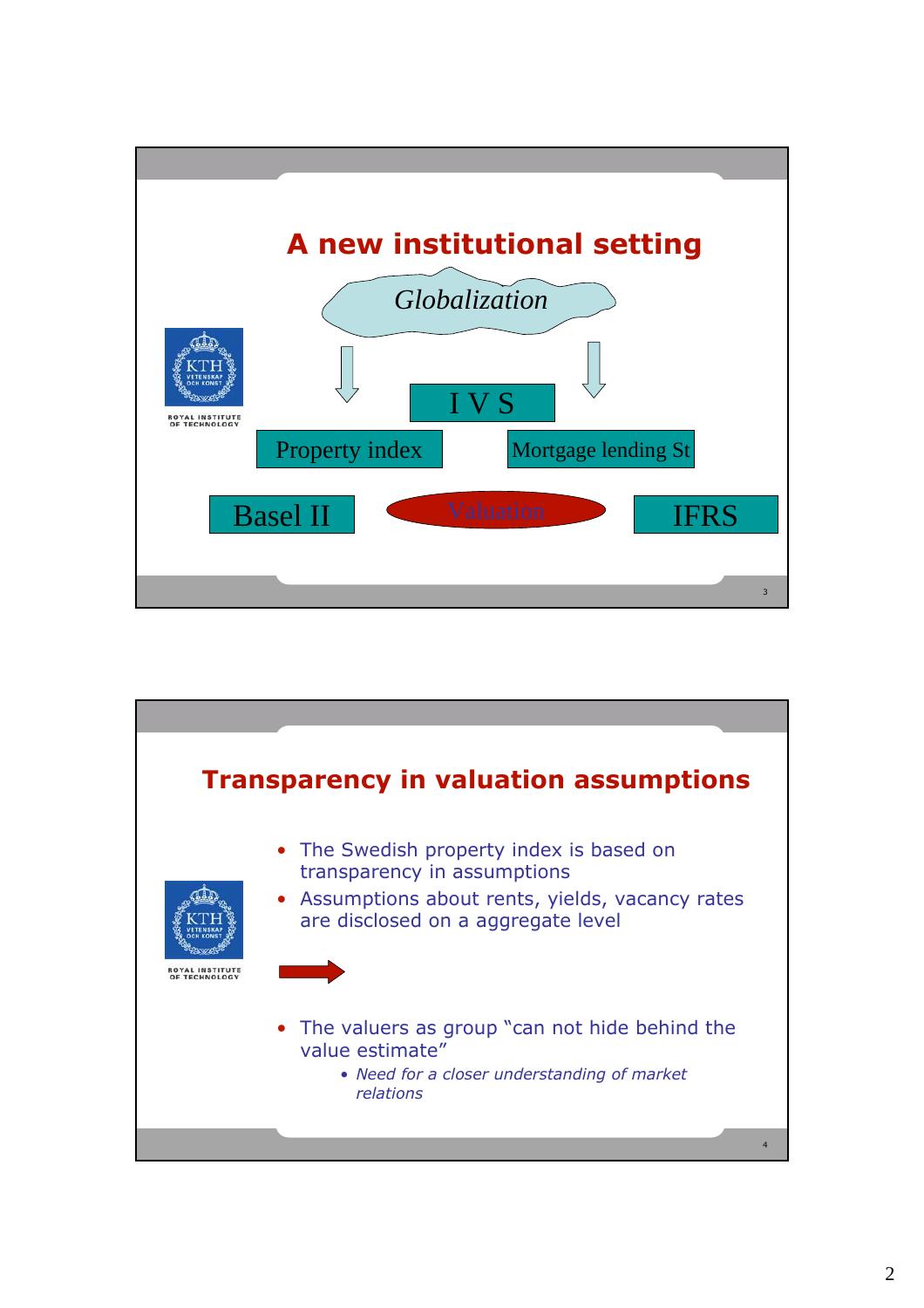# A new institutional setting

*Globalization*

- I V S
- Property index
- Mortgage lending St
- Basel II
- Valuation
- IFRS

# Transparency in valuation assumptions

- The Swedish property index is based on transparency in assumptions
- Assumptions about rents, yields, vacancy rates are disclosed on a aggregate level

→

- The valuers as group "can not hide behind the value estimate"
  - *Need for a closer understanding of market relations*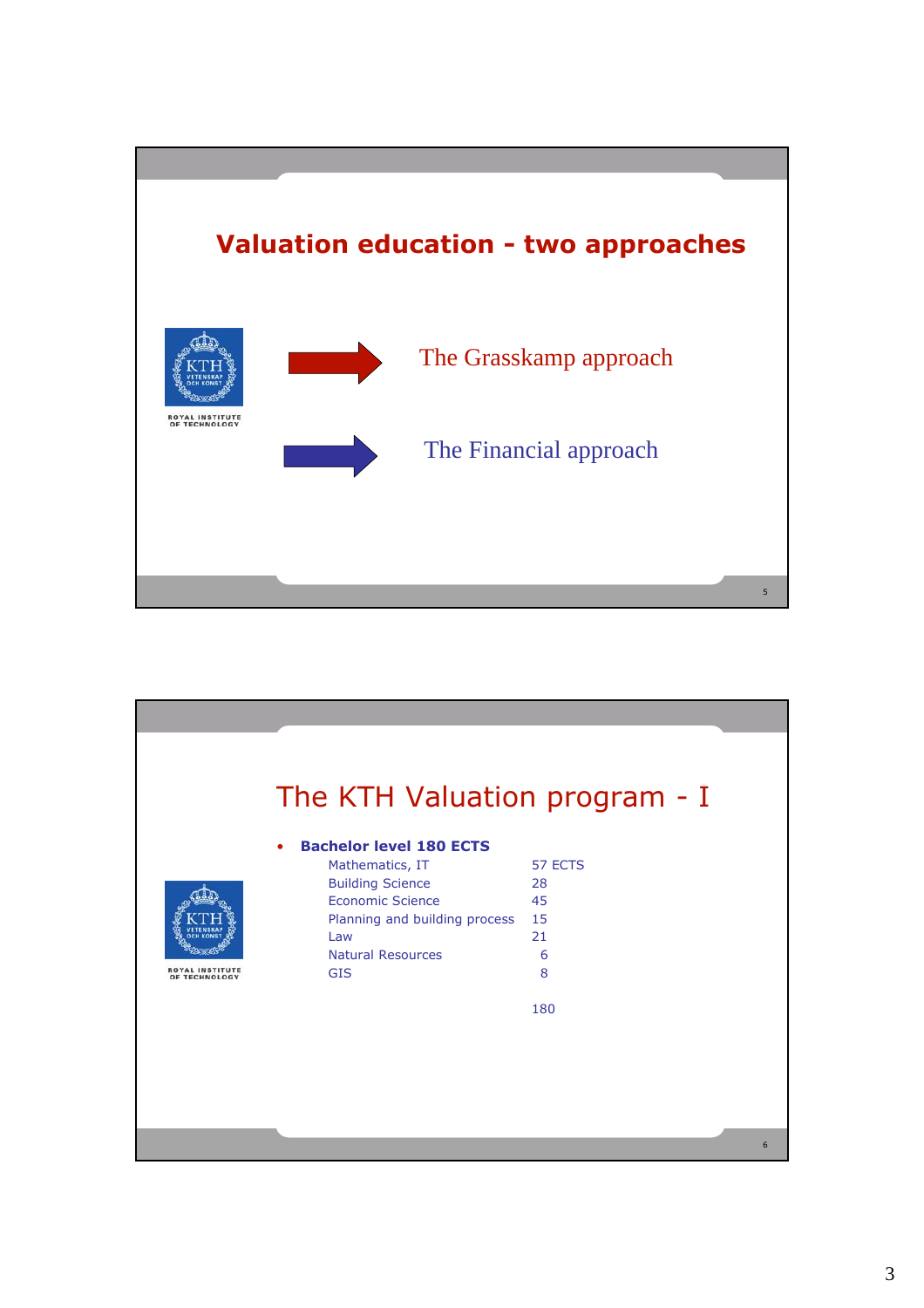## Valuation education - two approaches

- The Grasskamp approach
- The Financial approach

## The KTH Valuation program - I

- **Bachelor level 180 ECTS**

| Subject | ECTS |
|---|---|
| Mathematics, IT | 57 ECTS |
| Building Science | 28 |
| Economic Science | 45 |
| Planning and building process | 15 |
| Law | 21 |
| Natural Resources | 6 |
| GIS | 8 |
| | 180 |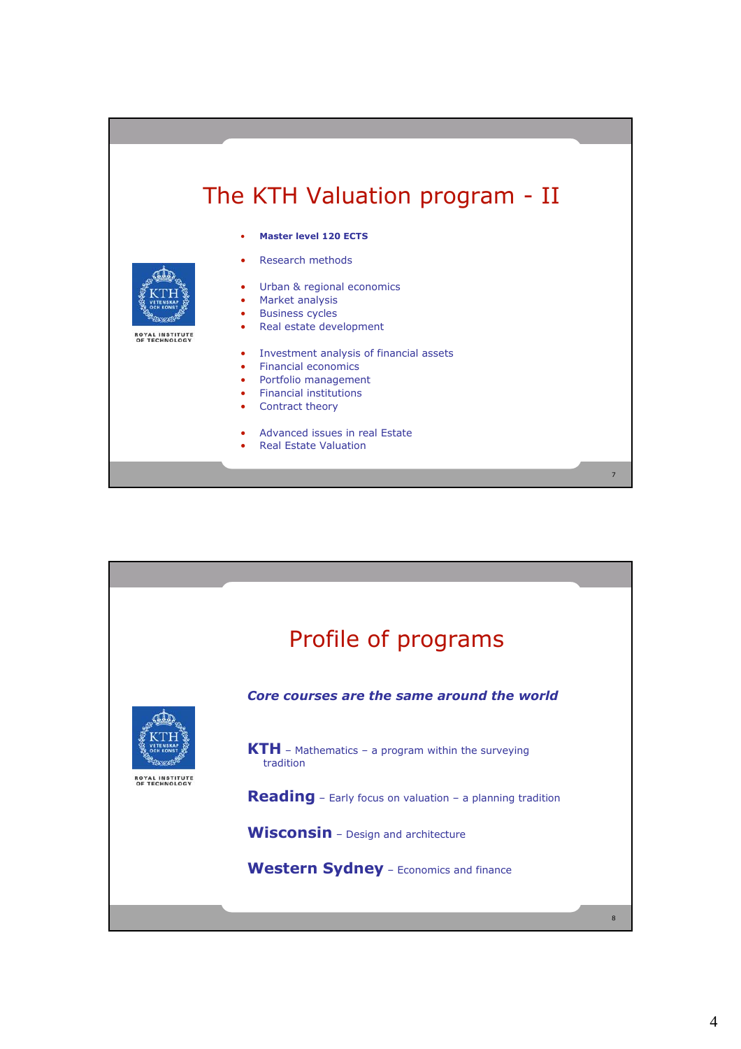# The KTH Valuation program - II

- **Master level 120 ECTS**

- Research methods

- Urban & regional economics
- Market analysis
- Business cycles
- Real estate development

- Investment analysis of financial assets
- Financial economics
- Portfolio management
- Financial institutions
- Contract theory

- Advanced issues in real Estate
- Real Estate Valuation

# Profile of programs

***Core courses are the same around the world***

**KTH** – Mathematics – a program within the surveying tradition

**Reading** – Early focus on valuation – a planning tradition

**Wisconsin** – Design and architecture

**Western Sydney** – Economics and finance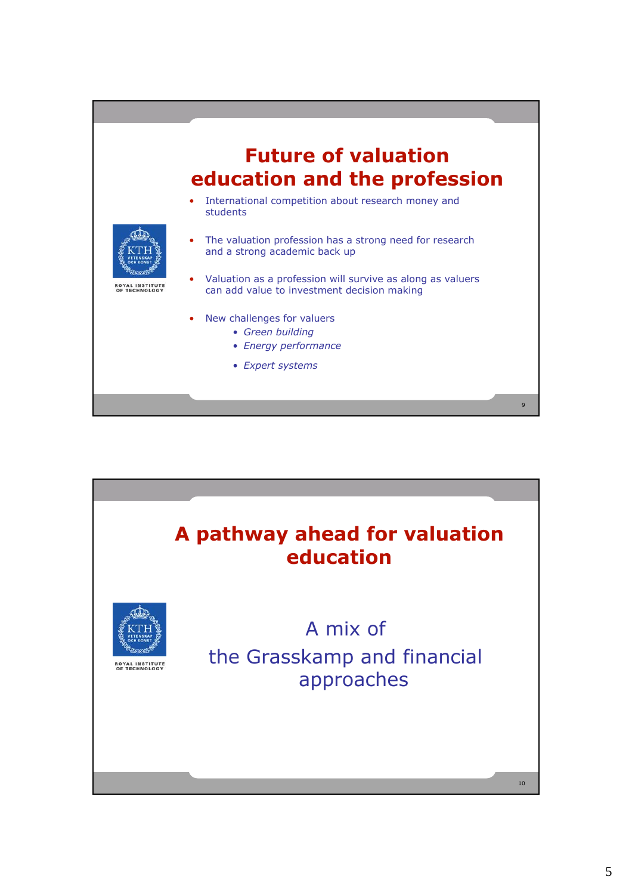## Future of valuation education and the profession

- International competition about research money and students
- The valuation profession has a strong need for research and a strong academic back up
- Valuation as a profession will survive as along as valuers can add value to investment decision making
- New challenges for valuers
  - *Green building*
  - *Energy performance*
  - *Expert systems*

## A pathway ahead for valuation education

A mix of
the Grasskamp and financial approaches